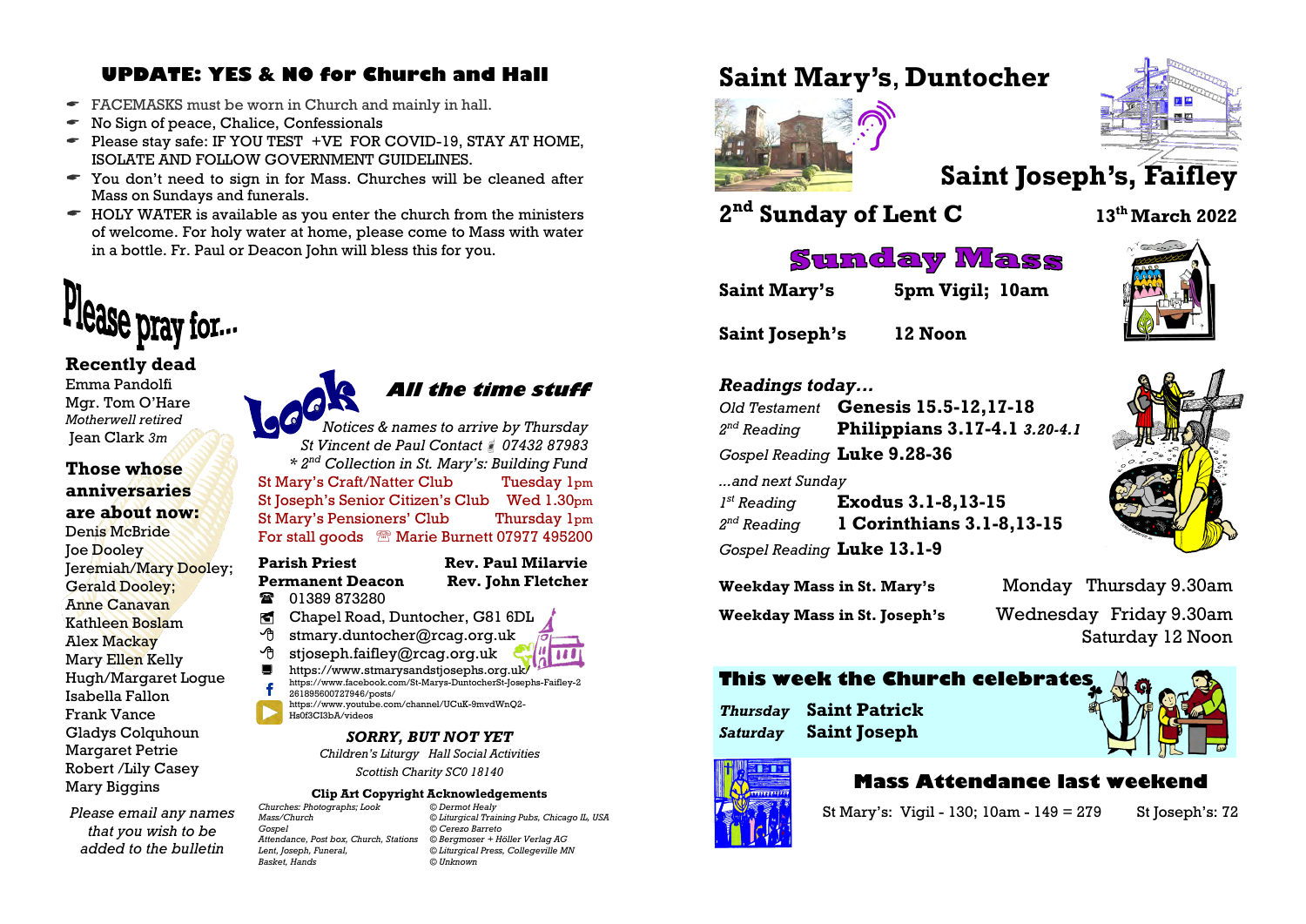## UPDATE: YES & NO for Church and Hall

- FACEMASKS must be worn in Church and mainly in hall.
- No Sign of peace, Chalice, Confessionals
- Please stay safe: IF YOU TEST +VE FOR COVID-19, STAY AT HOME, ISOLATE AND FOLLOW GOVERNMENT GUIDELINES.
- You don't need to sign in for Mass. Churches will be cleaned after Mass on Sundays and funerals.
- HOLY WATER is available as you enter the church from the ministers of welcome. For holy water at home, please come to Mass with water in a bottle. Fr. Paul or Deacon John will bless this for you.

## Please pray for...

**Recently dead**

Emma Pandolfi
Mgr. Tom O'Hare
*Motherwell retired*
Jean Clark *3m*

**Those whose anniversaries are about now:**

Denis McBride
Joe Dooley
Jeremiah/Mary Dooley;
Gerald Dooley;
Anne Canavan
Kathleen Boslam
Alex Mackay
Mary Ellen Kelly
Hugh/Margaret Logue
Isabella Fallon
Frank Vance
Gladys Colquhoun
Margaret Petrie
Robert /Lily Casey
Mary Biggins

*Please email any names that you wish to be added to the bulletin*

## Look All the time stuff

*Notices & names to arrive by Thursday*
*St Vincent de Paul Contact 07432 87983*
*\* 2nd Collection in St. Mary's: Building Fund*

| | |
|---|---|
| St Mary's Craft/Natter Club | Tuesday 1pm |
| St Joseph's Senior Citizen's Club | Wed 1.30pm |
| St Mary's Pensioners' Club | Thursday 1pm |
| For stall goods | Marie Burnett 07977 495200 |

| | |
|---|---|
| **Parish Priest** | **Rev. Paul Milarvie** |
| **Permanent Deacon** | **Rev. John Fletcher** |

01389 873280
Chapel Road, Duntocher, G81 6DL
stmary.duntocher@rcag.org.uk
stjoseph.faifley@rcag.org.uk
https://www.stmarysandstjosephs.org.uk/
https://www.facebook.com/St-Marys-DuntocherSt-Josephs-Faifley-2261895600727946/posts/
https://www.youtube.com/channel/UCuK-9mvdWnQ2-Hs0f3CI3bA/videos

***SORRY, BUT NOT YET***
*Children's Liturgy Hall Social Activities*
*Scottish Charity SC0 18140*

**Clip Art Copyright Acknowledgements**

| | |
|---|---|
| *Churches: Photographs; Look* | *© Dermot Healy* |
| *Mass/Church* | *© Liturgical Training Pubs, Chicago IL, USA* |
| *Gospel* | *© Cerezo Barreto* |
| *Attendance, Post box, Church, Stations* | *© Bergmoser + Höller Verlag AG* |
| *Lent, Joseph, Funeral,* | *© Liturgical Press, Collegeville MN* |
| *Basket, Hands* | *© Unknown* |

# Saint Mary's, Duntocher

# Saint Joseph's, Faifley

## 2nd Sunday of Lent C — 13th March 2022

## Sunday Mass

| | |
|---|---|
| **Saint Mary's** | **5pm Vigil; 10am** |
| **Saint Joseph's** | **12 Noon** |

***Readings today...***

| | |
|---|---|
| *Old Testament* | **Genesis 15.5-12,17-18** |
| *2nd Reading* | **Philippians 3.17-4.1** ***3.20-4.1*** |
| *Gospel Reading* | **Luke 9.28-36** |

*...and next Sunday*

| | |
|---|---|
| *1st Reading* | **Exodus 3.1-8,13-15** |
| *2nd Reading* | **1 Corinthians 3.1-8,13-15** |
| *Gospel Reading* | **Luke 13.1-9** |

| | |
|---|---|
| **Weekday Mass in St. Mary's** | Monday Thursday 9.30am |
| **Weekday Mass in St. Joseph's** | Wednesday Friday 9.30am<br>Saturday 12 Noon |

## This week the Church celebrates

| | |
|---|---|
| ***Thursday*** | **Saint Patrick** |
| ***Saturday*** | **Saint Joseph** |

## Mass Attendance last weekend

St Mary's: Vigil - 130; 10am - 149 = 279 St Joseph's: 72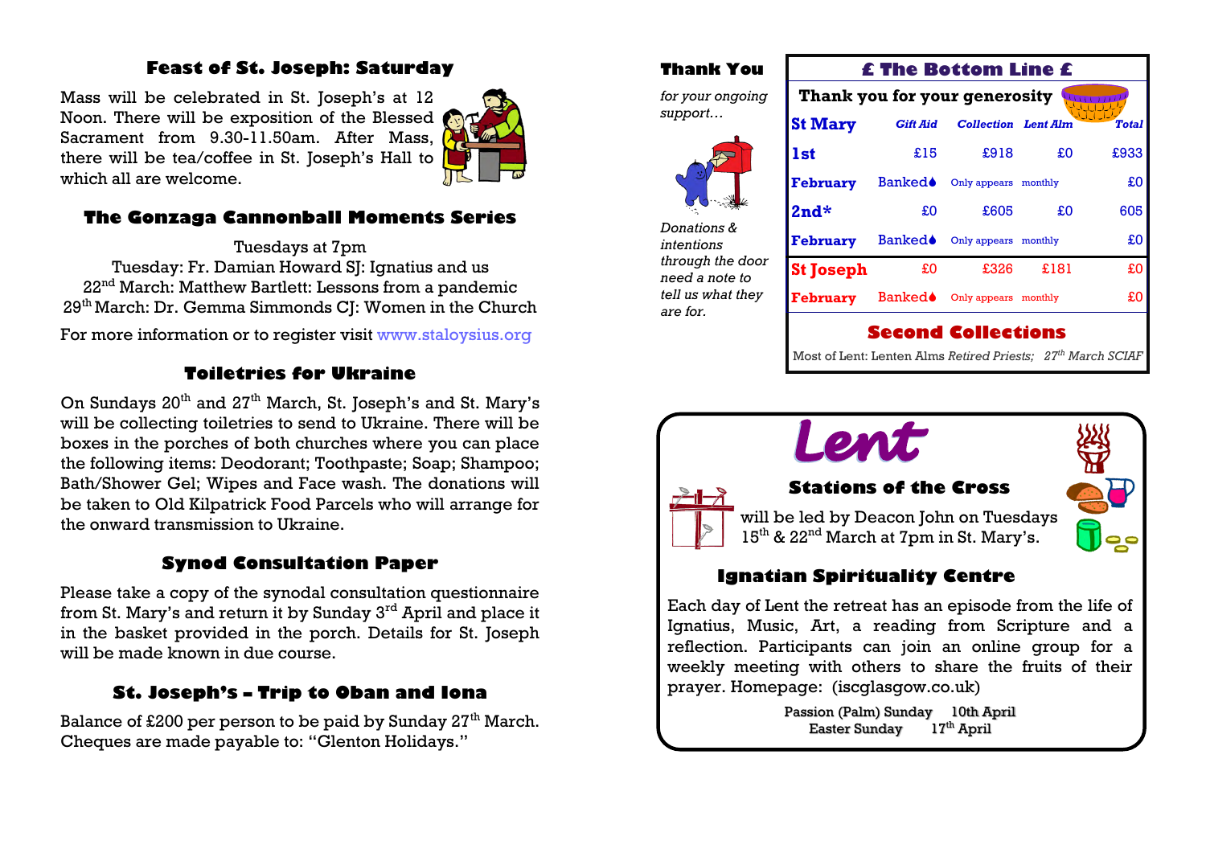## Feast of St. Joseph: Saturday

Mass will be celebrated in St. Joseph's at 12 Noon. There will be exposition of the Blessed Sacrament from 9.30-11.50am. After Mass, there will be tea/coffee in St. Joseph's Hall to which all are welcome.

## The Gonzaga Cannonball Moments Series

Tuesdays at 7pm
Tuesday: Fr. Damian Howard SJ: Ignatius and us
22nd March: Matthew Bartlett: Lessons from a pandemic
29th March: Dr. Gemma Simmonds CJ: Women in the Church

For more information or to register visit www.staloysius.org

## Toiletries for Ukraine

On Sundays 20th and 27th March, St. Joseph's and St. Mary's will be collecting toiletries to send to Ukraine. There will be boxes in the porches of both churches where you can place the following items: Deodorant; Toothpaste; Soap; Shampoo; Bath/Shower Gel; Wipes and Face wash. The donations will be taken to Old Kilpatrick Food Parcels who will arrange for the onward transmission to Ukraine.

## Synod Consultation Paper

Please take a copy of the synodal consultation questionnaire from St. Mary's and return it by Sunday 3rd April and place it in the basket provided in the porch. Details for St. Joseph will be made known in due course.

## St. Joseph's – Trip to Oban and Iona

Balance of £200 per person to be paid by Sunday 27th March. Cheques are made payable to: "Glenton Holidays."

## Thank You

*for your ongoing support…*

*Donations & intentions through the door need a note to tell us what they are for.*

## £ The Bottom Line £

**Thank you for your generosity**

| St Mary | *Gift Aid* | *Collection* | *Lent Alm* | *Total* |
|---|---|---|---|---|
| **1st** | £15 | £918 | £0 | £933 |
| **February** | Banked | Only appears | monthly | £0 |
| **2nd*** | £0 | £605 | £0 | 605 |
| **February** | Banked | Only appears | monthly | £0 |
| **St Joseph** | £0 | £326 | £181 | £0 |
| **February** | Banked | Only appears | monthly | £0 |

### Second Collections

Most of Lent: Lenten Alms *Retired Priests; 27th March SCIAF*

# Lent

## Stations of the Cross

will be led by Deacon John on Tuesdays 15th & 22nd March at 7pm in St. Mary's.

## Ignatian Spirituality Centre

Each day of Lent the retreat has an episode from the life of Ignatius, Music, Art, a reading from Scripture and a reflection. Participants can join an online group for a weekly meeting with others to share the fruits of their prayer. Homepage: (iscglasgow.co.uk)

Passion (Palm) Sunday 10th April
Easter Sunday 17th April